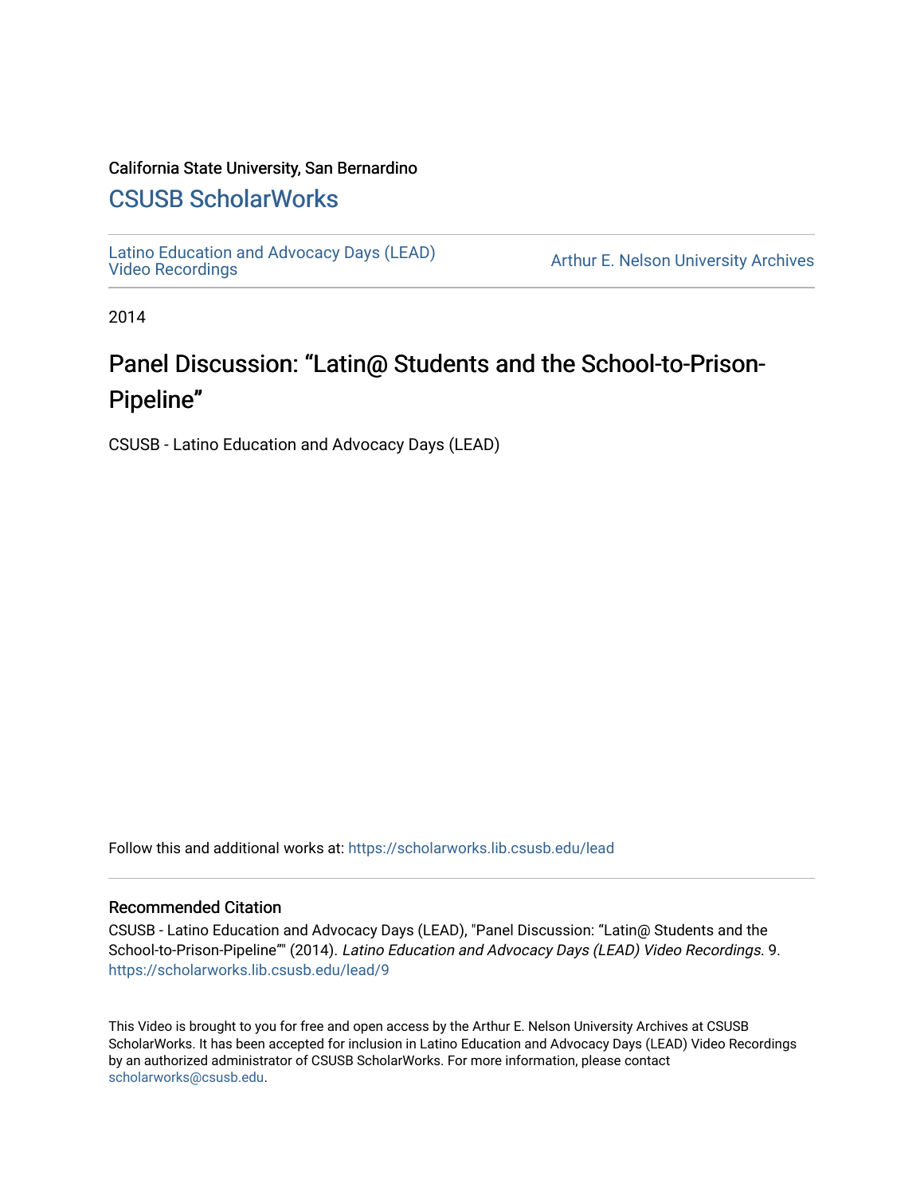California State University, San Bernardino

## CSUSB ScholarWorks

Latino Education and Advocacy Days (LEAD) Video Recordings

Arthur E. Nelson University Archives

2014

# Panel Discussion: "Latin@ Students and the School-to-Prison-Pipeline"

CSUSB - Latino Education and Advocacy Days (LEAD)

Follow this and additional works at: https://scholarworks.lib.csusb.edu/lead

### Recommended Citation

CSUSB - Latino Education and Advocacy Days (LEAD), "Panel Discussion: "Latin@ Students and the School-to-Prison-Pipeline"" (2014). *Latino Education and Advocacy Days (LEAD) Video Recordings*. 9. https://scholarworks.lib.csusb.edu/lead/9

This Video is brought to you for free and open access by the Arthur E. Nelson University Archives at CSUSB ScholarWorks. It has been accepted for inclusion in Latino Education and Advocacy Days (LEAD) Video Recordings by an authorized administrator of CSUSB ScholarWorks. For more information, please contact scholarworks@csusb.edu.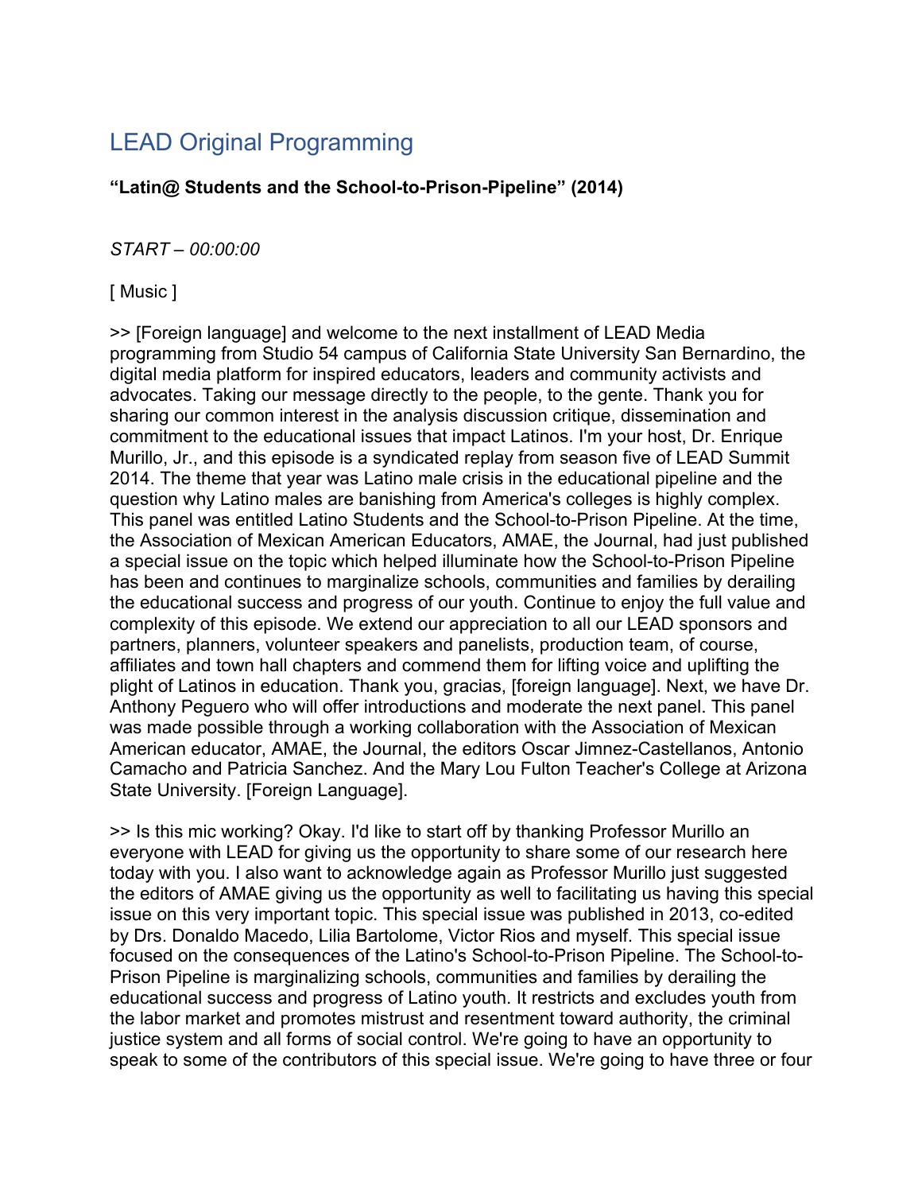# LEAD Original Programming

**"Latin@ Students and the School-to-Prison-Pipeline" (2014)**

*START – 00:00:00*

[ Music ]

>> [Foreign language] and welcome to the next installment of LEAD Media programming from Studio 54 campus of California State University San Bernardino, the digital media platform for inspired educators, leaders and community activists and advocates. Taking our message directly to the people, to the gente. Thank you for sharing our common interest in the analysis discussion critique, dissemination and commitment to the educational issues that impact Latinos. I'm your host, Dr. Enrique Murillo, Jr., and this episode is a syndicated replay from season five of LEAD Summit 2014. The theme that year was Latino male crisis in the educational pipeline and the question why Latino males are banishing from America's colleges is highly complex. This panel was entitled Latino Students and the School-to-Prison Pipeline. At the time, the Association of Mexican American Educators, AMAE, the Journal, had just published a special issue on the topic which helped illuminate how the School-to-Prison Pipeline has been and continues to marginalize schools, communities and families by derailing the educational success and progress of our youth. Continue to enjoy the full value and complexity of this episode. We extend our appreciation to all our LEAD sponsors and partners, planners, volunteer speakers and panelists, production team, of course, affiliates and town hall chapters and commend them for lifting voice and uplifting the plight of Latinos in education. Thank you, gracias, [foreign language]. Next, we have Dr. Anthony Peguero who will offer introductions and moderate the next panel. This panel was made possible through a working collaboration with the Association of Mexican American educator, AMAE, the Journal, the editors Oscar Jimnez-Castellanos, Antonio Camacho and Patricia Sanchez. And the Mary Lou Fulton Teacher's College at Arizona State University. [Foreign Language].

>> Is this mic working? Okay. I'd like to start off by thanking Professor Murillo an everyone with LEAD for giving us the opportunity to share some of our research here today with you. I also want to acknowledge again as Professor Murillo just suggested the editors of AMAE giving us the opportunity as well to facilitating us having this special issue on this very important topic. This special issue was published in 2013, co-edited by Drs. Donaldo Macedo, Lilia Bartolome, Victor Rios and myself. This special issue focused on the consequences of the Latino's School-to-Prison Pipeline. The School-to-Prison Pipeline is marginalizing schools, communities and families by derailing the educational success and progress of Latino youth. It restricts and excludes youth from the labor market and promotes mistrust and resentment toward authority, the criminal justice system and all forms of social control. We're going to have an opportunity to speak to some of the contributors of this special issue. We're going to have three or four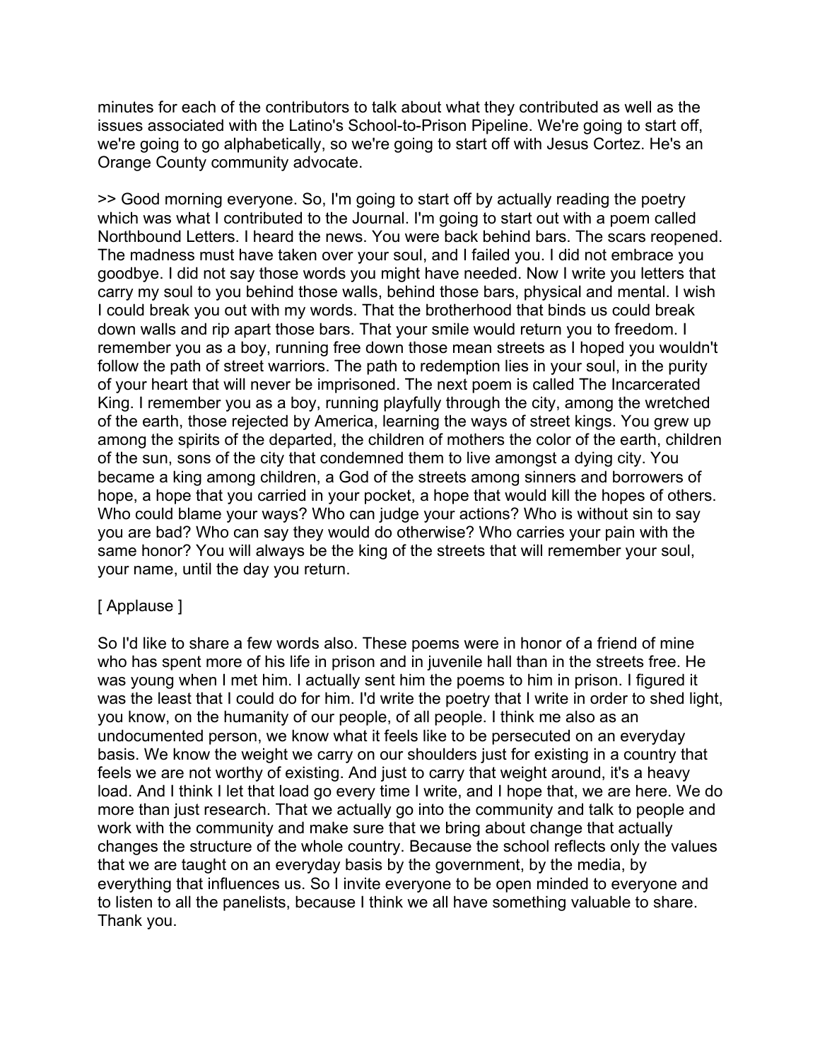minutes for each of the contributors to talk about what they contributed as well as the issues associated with the Latino's School-to-Prison Pipeline. We're going to start off, we're going to go alphabetically, so we're going to start off with Jesus Cortez. He's an Orange County community advocate.

>> Good morning everyone. So, I'm going to start off by actually reading the poetry which was what I contributed to the Journal. I'm going to start out with a poem called Northbound Letters. I heard the news. You were back behind bars. The scars reopened. The madness must have taken over your soul, and I failed you. I did not embrace you goodbye. I did not say those words you might have needed. Now I write you letters that carry my soul to you behind those walls, behind those bars, physical and mental. I wish I could break you out with my words. That the brotherhood that binds us could break down walls and rip apart those bars. That your smile would return you to freedom. I remember you as a boy, running free down those mean streets as I hoped you wouldn't follow the path of street warriors. The path to redemption lies in your soul, in the purity of your heart that will never be imprisoned. The next poem is called The Incarcerated King. I remember you as a boy, running playfully through the city, among the wretched of the earth, those rejected by America, learning the ways of street kings. You grew up among the spirits of the departed, the children of mothers the color of the earth, children of the sun, sons of the city that condemned them to live amongst a dying city. You became a king among children, a God of the streets among sinners and borrowers of hope, a hope that you carried in your pocket, a hope that would kill the hopes of others. Who could blame your ways? Who can judge your actions? Who is without sin to say you are bad? Who can say they would do otherwise? Who carries your pain with the same honor? You will always be the king of the streets that will remember your soul, your name, until the day you return.

[ Applause ]

So I'd like to share a few words also. These poems were in honor of a friend of mine who has spent more of his life in prison and in juvenile hall than in the streets free. He was young when I met him. I actually sent him the poems to him in prison. I figured it was the least that I could do for him. I'd write the poetry that I write in order to shed light, you know, on the humanity of our people, of all people. I think me also as an undocumented person, we know what it feels like to be persecuted on an everyday basis. We know the weight we carry on our shoulders just for existing in a country that feels we are not worthy of existing. And just to carry that weight around, it's a heavy load. And I think I let that load go every time I write, and I hope that, we are here. We do more than just research. That we actually go into the community and talk to people and work with the community and make sure that we bring about change that actually changes the structure of the whole country. Because the school reflects only the values that we are taught on an everyday basis by the government, by the media, by everything that influences us. So I invite everyone to be open minded to everyone and to listen to all the panelists, because I think we all have something valuable to share. Thank you.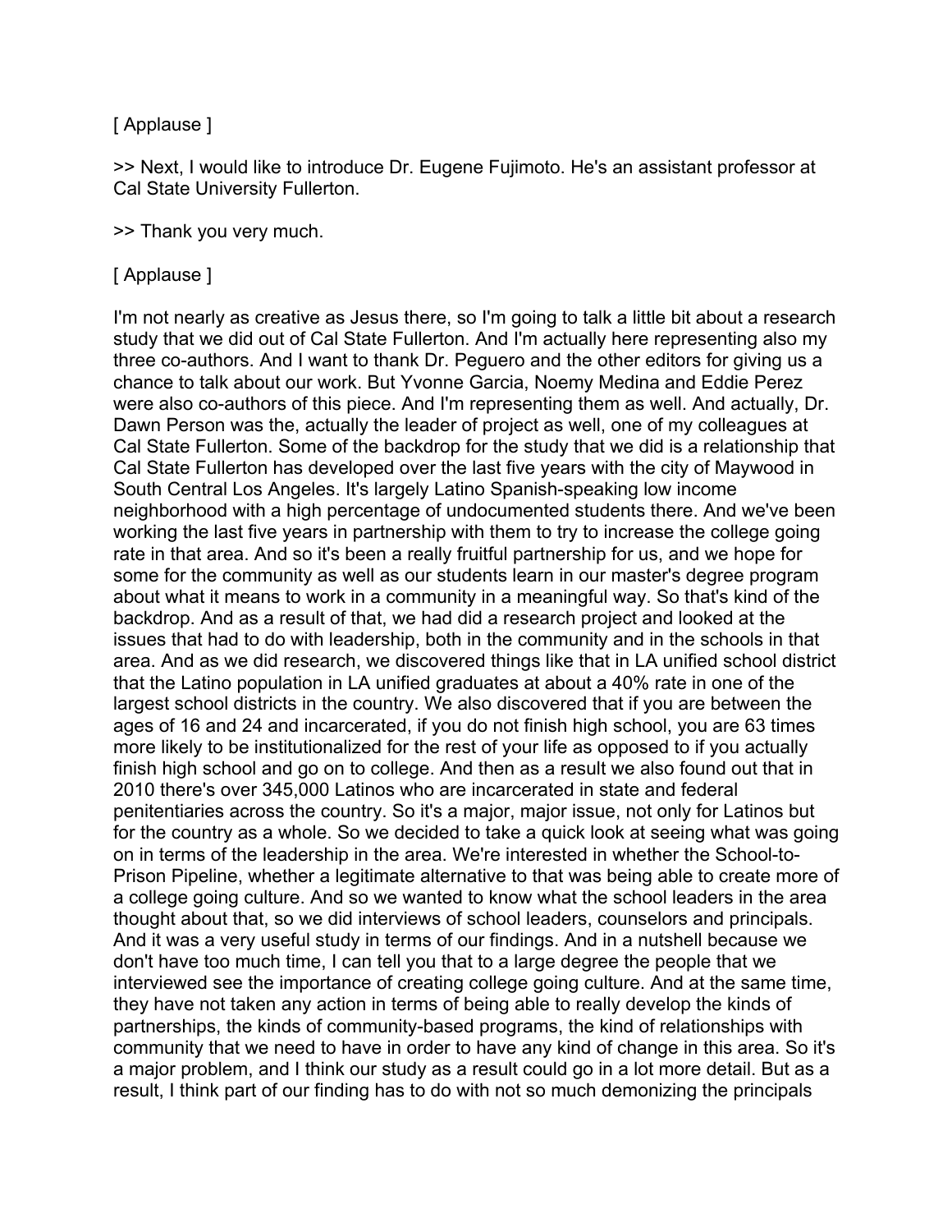[ Applause ]

>> Next, I would like to introduce Dr. Eugene Fujimoto. He's an assistant professor at Cal State University Fullerton.

>> Thank you very much.

[ Applause ]

I'm not nearly as creative as Jesus there, so I'm going to talk a little bit about a research study that we did out of Cal State Fullerton. And I'm actually here representing also my three co-authors. And I want to thank Dr. Peguero and the other editors for giving us a chance to talk about our work. But Yvonne Garcia, Noemy Medina and Eddie Perez were also co-authors of this piece. And I'm representing them as well. And actually, Dr. Dawn Person was the, actually the leader of project as well, one of my colleagues at Cal State Fullerton. Some of the backdrop for the study that we did is a relationship that Cal State Fullerton has developed over the last five years with the city of Maywood in South Central Los Angeles. It's largely Latino Spanish-speaking low income neighborhood with a high percentage of undocumented students there. And we've been working the last five years in partnership with them to try to increase the college going rate in that area. And so it's been a really fruitful partnership for us, and we hope for some for the community as well as our students learn in our master's degree program about what it means to work in a community in a meaningful way. So that's kind of the backdrop. And as a result of that, we had did a research project and looked at the issues that had to do with leadership, both in the community and in the schools in that area. And as we did research, we discovered things like that in LA unified school district that the Latino population in LA unified graduates at about a 40% rate in one of the largest school districts in the country. We also discovered that if you are between the ages of 16 and 24 and incarcerated, if you do not finish high school, you are 63 times more likely to be institutionalized for the rest of your life as opposed to if you actually finish high school and go on to college. And then as a result we also found out that in 2010 there's over 345,000 Latinos who are incarcerated in state and federal penitentiaries across the country. So it's a major, major issue, not only for Latinos but for the country as a whole. So we decided to take a quick look at seeing what was going on in terms of the leadership in the area. We're interested in whether the School-to-Prison Pipeline, whether a legitimate alternative to that was being able to create more of a college going culture. And so we wanted to know what the school leaders in the area thought about that, so we did interviews of school leaders, counselors and principals. And it was a very useful study in terms of our findings. And in a nutshell because we don't have too much time, I can tell you that to a large degree the people that we interviewed see the importance of creating college going culture. And at the same time, they have not taken any action in terms of being able to really develop the kinds of partnerships, the kinds of community-based programs, the kind of relationships with community that we need to have in order to have any kind of change in this area. So it's a major problem, and I think our study as a result could go in a lot more detail. But as a result, I think part of our finding has to do with not so much demonizing the principals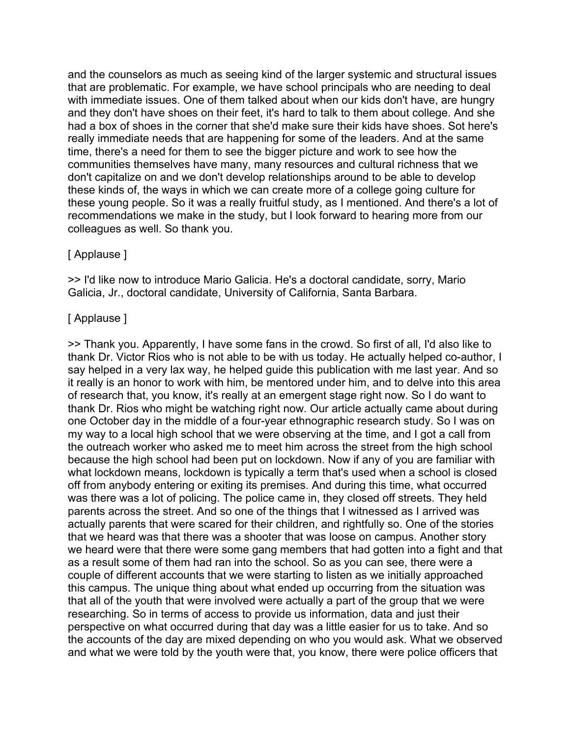and the counselors as much as seeing kind of the larger systemic and structural issues that are problematic. For example, we have school principals who are needing to deal with immediate issues. One of them talked about when our kids don't have, are hungry and they don't have shoes on their feet, it's hard to talk to them about college. And she had a box of shoes in the corner that she'd make sure their kids have shoes. Sot here's really immediate needs that are happening for some of the leaders. And at the same time, there's a need for them to see the bigger picture and work to see how the communities themselves have many, many resources and cultural richness that we don't capitalize on and we don't develop relationships around to be able to develop these kinds of, the ways in which we can create more of a college going culture for these young people. So it was a really fruitful study, as I mentioned. And there's a lot of recommendations we make in the study, but I look forward to hearing more from our colleagues as well. So thank you.

[ Applause ]

>> I'd like now to introduce Mario Galicia. He's a doctoral candidate, sorry, Mario Galicia, Jr., doctoral candidate, University of California, Santa Barbara.

[ Applause ]

>> Thank you. Apparently, I have some fans in the crowd. So first of all, I'd also like to thank Dr. Victor Rios who is not able to be with us today. He actually helped co-author, I say helped in a very lax way, he helped guide this publication with me last year. And so it really is an honor to work with him, be mentored under him, and to delve into this area of research that, you know, it's really at an emergent stage right now. So I do want to thank Dr. Rios who might be watching right now. Our article actually came about during one October day in the middle of a four-year ethnographic research study. So I was on my way to a local high school that we were observing at the time, and I got a call from the outreach worker who asked me to meet him across the street from the high school because the high school had been put on lockdown. Now if any of you are familiar with what lockdown means, lockdown is typically a term that's used when a school is closed off from anybody entering or exiting its premises. And during this time, what occurred was there was a lot of policing. The police came in, they closed off streets. They held parents across the street. And so one of the things that I witnessed as I arrived was actually parents that were scared for their children, and rightfully so. One of the stories that we heard was that there was a shooter that was loose on campus. Another story we heard were that there were some gang members that had gotten into a fight and that as a result some of them had ran into the school. So as you can see, there were a couple of different accounts that we were starting to listen as we initially approached this campus. The unique thing about what ended up occurring from the situation was that all of the youth that were involved were actually a part of the group that we were researching. So in terms of access to provide us information, data and just their perspective on what occurred during that day was a little easier for us to take. And so the accounts of the day are mixed depending on who you would ask. What we observed and what we were told by the youth were that, you know, there were police officers that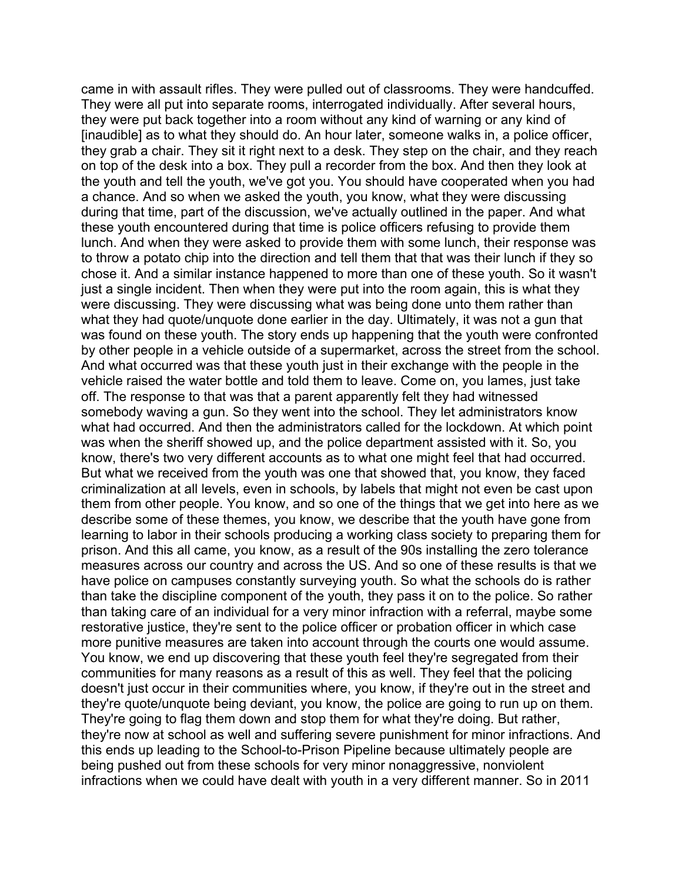came in with assault rifles. They were pulled out of classrooms. They were handcuffed. They were all put into separate rooms, interrogated individually. After several hours, they were put back together into a room without any kind of warning or any kind of [inaudible] as to what they should do. An hour later, someone walks in, a police officer, they grab a chair. They sit it right next to a desk. They step on the chair, and they reach on top of the desk into a box. They pull a recorder from the box. And then they look at the youth and tell the youth, we've got you. You should have cooperated when you had a chance. And so when we asked the youth, you know, what they were discussing during that time, part of the discussion, we've actually outlined in the paper. And what these youth encountered during that time is police officers refusing to provide them lunch. And when they were asked to provide them with some lunch, their response was to throw a potato chip into the direction and tell them that that was their lunch if they so chose it. And a similar instance happened to more than one of these youth. So it wasn't just a single incident. Then when they were put into the room again, this is what they were discussing. They were discussing what was being done unto them rather than what they had quote/unquote done earlier in the day. Ultimately, it was not a gun that was found on these youth. The story ends up happening that the youth were confronted by other people in a vehicle outside of a supermarket, across the street from the school. And what occurred was that these youth just in their exchange with the people in the vehicle raised the water bottle and told them to leave. Come on, you lames, just take off. The response to that was that a parent apparently felt they had witnessed somebody waving a gun. So they went into the school. They let administrators know what had occurred. And then the administrators called for the lockdown. At which point was when the sheriff showed up, and the police department assisted with it. So, you know, there's two very different accounts as to what one might feel that had occurred. But what we received from the youth was one that showed that, you know, they faced criminalization at all levels, even in schools, by labels that might not even be cast upon them from other people. You know, and so one of the things that we get into here as we describe some of these themes, you know, we describe that the youth have gone from learning to labor in their schools producing a working class society to preparing them for prison. And this all came, you know, as a result of the 90s installing the zero tolerance measures across our country and across the US. And so one of these results is that we have police on campuses constantly surveying youth. So what the schools do is rather than take the discipline component of the youth, they pass it on to the police. So rather than taking care of an individual for a very minor infraction with a referral, maybe some restorative justice, they're sent to the police officer or probation officer in which case more punitive measures are taken into account through the courts one would assume. You know, we end up discovering that these youth feel they're segregated from their communities for many reasons as a result of this as well. They feel that the policing doesn't just occur in their communities where, you know, if they're out in the street and they're quote/unquote being deviant, you know, the police are going to run up on them. They're going to flag them down and stop them for what they're doing. But rather, they're now at school as well and suffering severe punishment for minor infractions. And this ends up leading to the School-to-Prison Pipeline because ultimately people are being pushed out from these schools for very minor nonaggressive, nonviolent infractions when we could have dealt with youth in a very different manner. So in 2011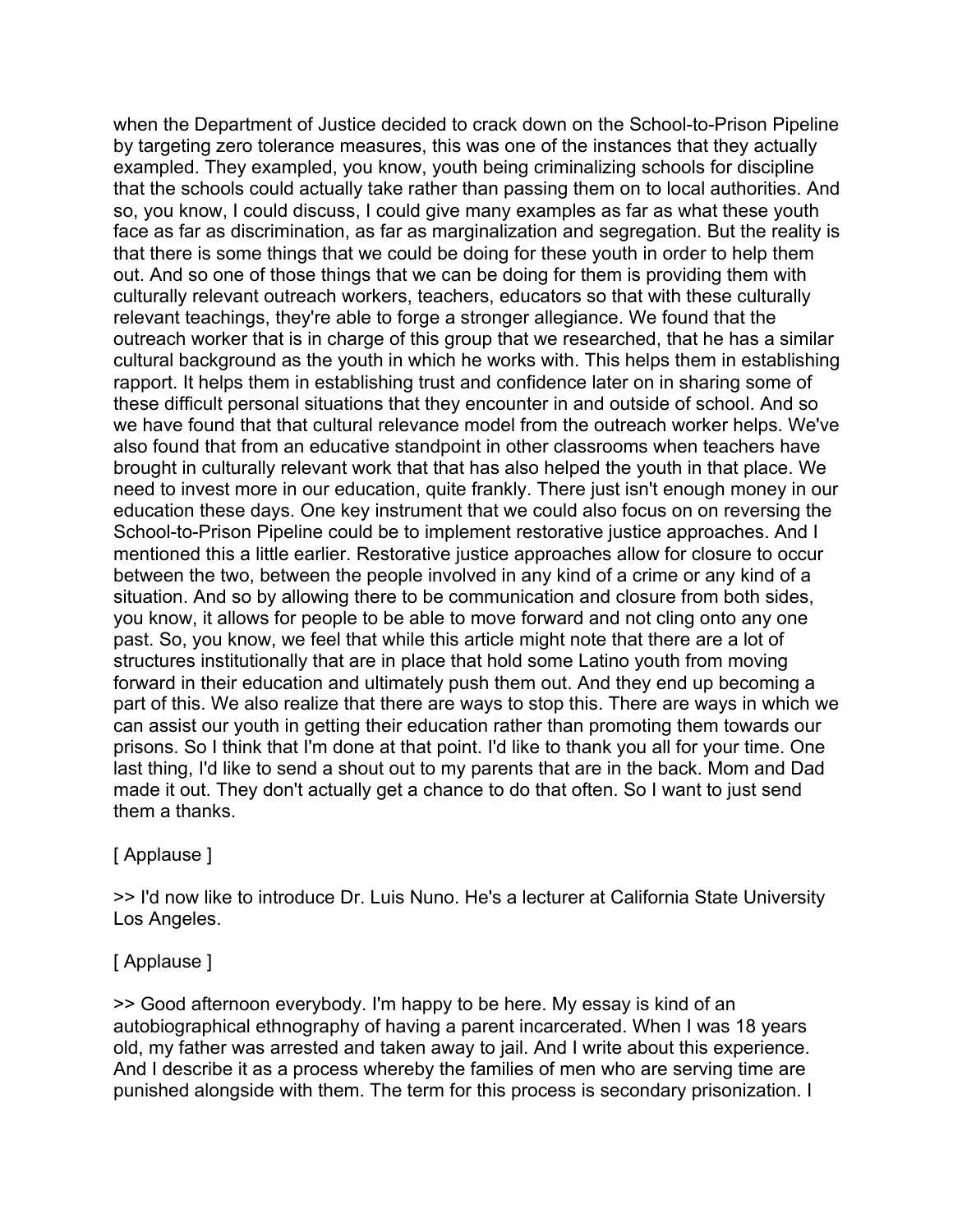when the Department of Justice decided to crack down on the School-to-Prison Pipeline by targeting zero tolerance measures, this was one of the instances that they actually exampled. They exampled, you know, youth being criminalizing schools for discipline that the schools could actually take rather than passing them on to local authorities. And so, you know, I could discuss, I could give many examples as far as what these youth face as far as discrimination, as far as marginalization and segregation. But the reality is that there is some things that we could be doing for these youth in order to help them out. And so one of those things that we can be doing for them is providing them with culturally relevant outreach workers, teachers, educators so that with these culturally relevant teachings, they're able to forge a stronger allegiance. We found that the outreach worker that is in charge of this group that we researched, that he has a similar cultural background as the youth in which he works with. This helps them in establishing rapport. It helps them in establishing trust and confidence later on in sharing some of these difficult personal situations that they encounter in and outside of school. And so we have found that that cultural relevance model from the outreach worker helps. We've also found that from an educative standpoint in other classrooms when teachers have brought in culturally relevant work that that has also helped the youth in that place. We need to invest more in our education, quite frankly. There just isn't enough money in our education these days. One key instrument that we could also focus on on reversing the School-to-Prison Pipeline could be to implement restorative justice approaches. And I mentioned this a little earlier. Restorative justice approaches allow for closure to occur between the two, between the people involved in any kind of a crime or any kind of a situation. And so by allowing there to be communication and closure from both sides, you know, it allows for people to be able to move forward and not cling onto any one past. So, you know, we feel that while this article might note that there are a lot of structures institutionally that are in place that hold some Latino youth from moving forward in their education and ultimately push them out. And they end up becoming a part of this. We also realize that there are ways to stop this. There are ways in which we can assist our youth in getting their education rather than promoting them towards our prisons. So I think that I'm done at that point. I'd like to thank you all for your time. One last thing, I'd like to send a shout out to my parents that are in the back. Mom and Dad made it out. They don't actually get a chance to do that often. So I want to just send them a thanks.

[ Applause ]

>> I'd now like to introduce Dr. Luis Nuno. He's a lecturer at California State University Los Angeles.

[ Applause ]

>> Good afternoon everybody. I'm happy to be here. My essay is kind of an autobiographical ethnography of having a parent incarcerated. When I was 18 years old, my father was arrested and taken away to jail. And I write about this experience. And I describe it as a process whereby the families of men who are serving time are punished alongside with them. The term for this process is secondary prisonization. I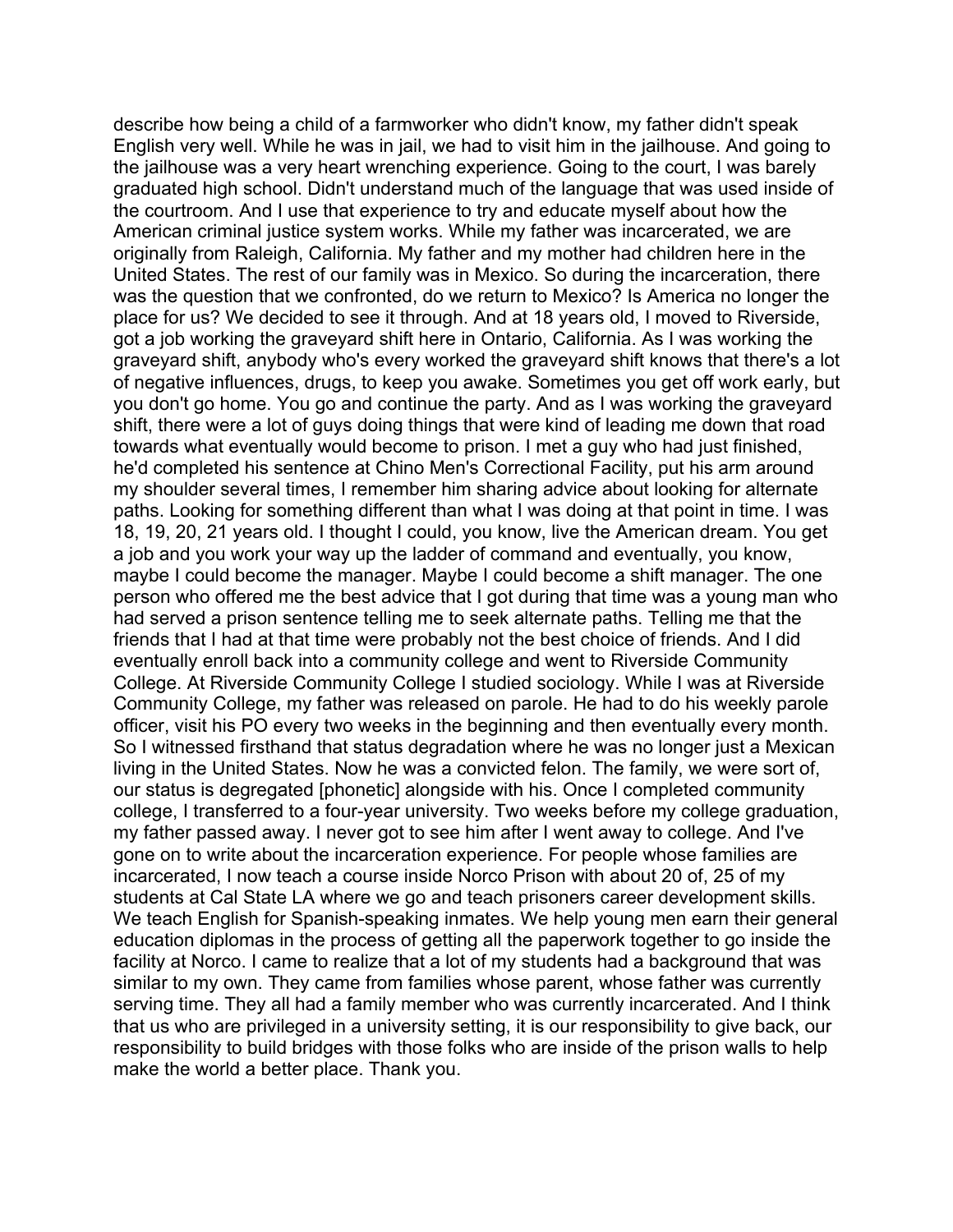describe how being a child of a farmworker who didn't know, my father didn't speak English very well. While he was in jail, we had to visit him in the jailhouse. And going to the jailhouse was a very heart wrenching experience. Going to the court, I was barely graduated high school. Didn't understand much of the language that was used inside of the courtroom. And I use that experience to try and educate myself about how the American criminal justice system works. While my father was incarcerated, we are originally from Raleigh, California. My father and my mother had children here in the United States. The rest of our family was in Mexico. So during the incarceration, there was the question that we confronted, do we return to Mexico? Is America no longer the place for us? We decided to see it through. And at 18 years old, I moved to Riverside, got a job working the graveyard shift here in Ontario, California. As I was working the graveyard shift, anybody who's every worked the graveyard shift knows that there's a lot of negative influences, drugs, to keep you awake. Sometimes you get off work early, but you don't go home. You go and continue the party. And as I was working the graveyard shift, there were a lot of guys doing things that were kind of leading me down that road towards what eventually would become to prison. I met a guy who had just finished, he'd completed his sentence at Chino Men's Correctional Facility, put his arm around my shoulder several times, I remember him sharing advice about looking for alternate paths. Looking for something different than what I was doing at that point in time. I was 18, 19, 20, 21 years old. I thought I could, you know, live the American dream. You get a job and you work your way up the ladder of command and eventually, you know, maybe I could become the manager. Maybe I could become a shift manager. The one person who offered me the best advice that I got during that time was a young man who had served a prison sentence telling me to seek alternate paths. Telling me that the friends that I had at that time were probably not the best choice of friends. And I did eventually enroll back into a community college and went to Riverside Community College. At Riverside Community College I studied sociology. While I was at Riverside Community College, my father was released on parole. He had to do his weekly parole officer, visit his PO every two weeks in the beginning and then eventually every month. So I witnessed firsthand that status degradation where he was no longer just a Mexican living in the United States. Now he was a convicted felon. The family, we were sort of, our status is degregated [phonetic] alongside with his. Once I completed community college, I transferred to a four-year university. Two weeks before my college graduation, my father passed away. I never got to see him after I went away to college. And I've gone on to write about the incarceration experience. For people whose families are incarcerated, I now teach a course inside Norco Prison with about 20 of, 25 of my students at Cal State LA where we go and teach prisoners career development skills. We teach English for Spanish-speaking inmates. We help young men earn their general education diplomas in the process of getting all the paperwork together to go inside the facility at Norco. I came to realize that a lot of my students had a background that was similar to my own. They came from families whose parent, whose father was currently serving time. They all had a family member who was currently incarcerated. And I think that us who are privileged in a university setting, it is our responsibility to give back, our responsibility to build bridges with those folks who are inside of the prison walls to help make the world a better place. Thank you.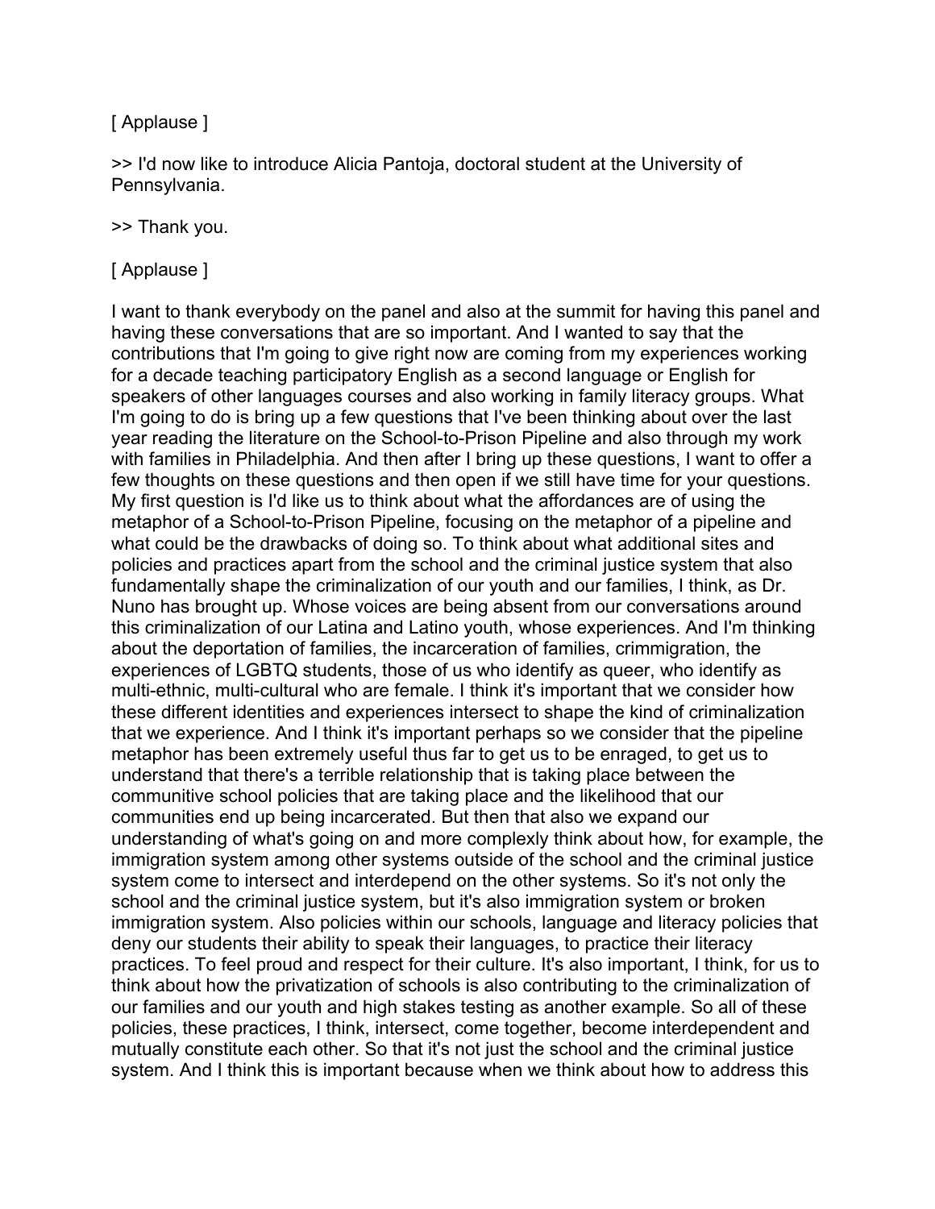[ Applause ]

>> I'd now like to introduce Alicia Pantoja, doctoral student at the University of Pennsylvania.

>> Thank you.

[ Applause ]

I want to thank everybody on the panel and also at the summit for having this panel and having these conversations that are so important. And I wanted to say that the contributions that I'm going to give right now are coming from my experiences working for a decade teaching participatory English as a second language or English for speakers of other languages courses and also working in family literacy groups. What I'm going to do is bring up a few questions that I've been thinking about over the last year reading the literature on the School-to-Prison Pipeline and also through my work with families in Philadelphia. And then after I bring up these questions, I want to offer a few thoughts on these questions and then open if we still have time for your questions. My first question is I'd like us to think about what the affordances are of using the metaphor of a School-to-Prison Pipeline, focusing on the metaphor of a pipeline and what could be the drawbacks of doing so. To think about what additional sites and policies and practices apart from the school and the criminal justice system that also fundamentally shape the criminalization of our youth and our families, I think, as Dr. Nuno has brought up. Whose voices are being absent from our conversations around this criminalization of our Latina and Latino youth, whose experiences. And I'm thinking about the deportation of families, the incarceration of families, crimmigration, the experiences of LGBTQ students, those of us who identify as queer, who identify as multi-ethnic, multi-cultural who are female. I think it's important that we consider how these different identities and experiences intersect to shape the kind of criminalization that we experience. And I think it's important perhaps so we consider that the pipeline metaphor has been extremely useful thus far to get us to be enraged, to get us to understand that there's a terrible relationship that is taking place between the communitive school policies that are taking place and the likelihood that our communities end up being incarcerated. But then that also we expand our understanding of what's going on and more complexly think about how, for example, the immigration system among other systems outside of the school and the criminal justice system come to intersect and interdepend on the other systems. So it's not only the school and the criminal justice system, but it's also immigration system or broken immigration system. Also policies within our schools, language and literacy policies that deny our students their ability to speak their languages, to practice their literacy practices. To feel proud and respect for their culture. It's also important, I think, for us to think about how the privatization of schools is also contributing to the criminalization of our families and our youth and high stakes testing as another example. So all of these policies, these practices, I think, intersect, come together, become interdependent and mutually constitute each other. So that it's not just the school and the criminal justice system. And I think this is important because when we think about how to address this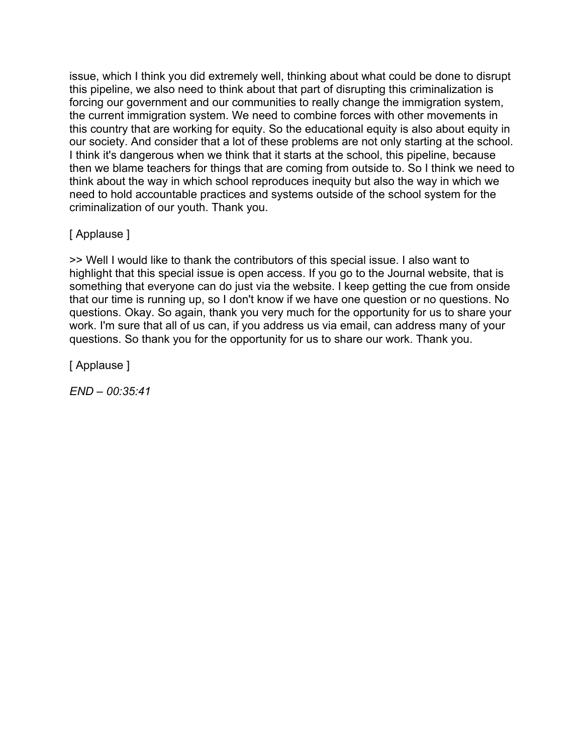issue, which I think you did extremely well, thinking about what could be done to disrupt this pipeline, we also need to think about that part of disrupting this criminalization is forcing our government and our communities to really change the immigration system, the current immigration system. We need to combine forces with other movements in this country that are working for equity. So the educational equity is also about equity in our society. And consider that a lot of these problems are not only starting at the school. I think it's dangerous when we think that it starts at the school, this pipeline, because then we blame teachers for things that are coming from outside to. So I think we need to think about the way in which school reproduces inequity but also the way in which we need to hold accountable practices and systems outside of the school system for the criminalization of our youth. Thank you.

[ Applause ]

>> Well I would like to thank the contributors of this special issue. I also want to highlight that this special issue is open access. If you go to the Journal website, that is something that everyone can do just via the website. I keep getting the cue from onside that our time is running up, so I don't know if we have one question or no questions. No questions. Okay. So again, thank you very much for the opportunity for us to share your work. I'm sure that all of us can, if you address us via email, can address many of your questions. So thank you for the opportunity for us to share our work. Thank you.

[ Applause ]

*END – 00:35:41*